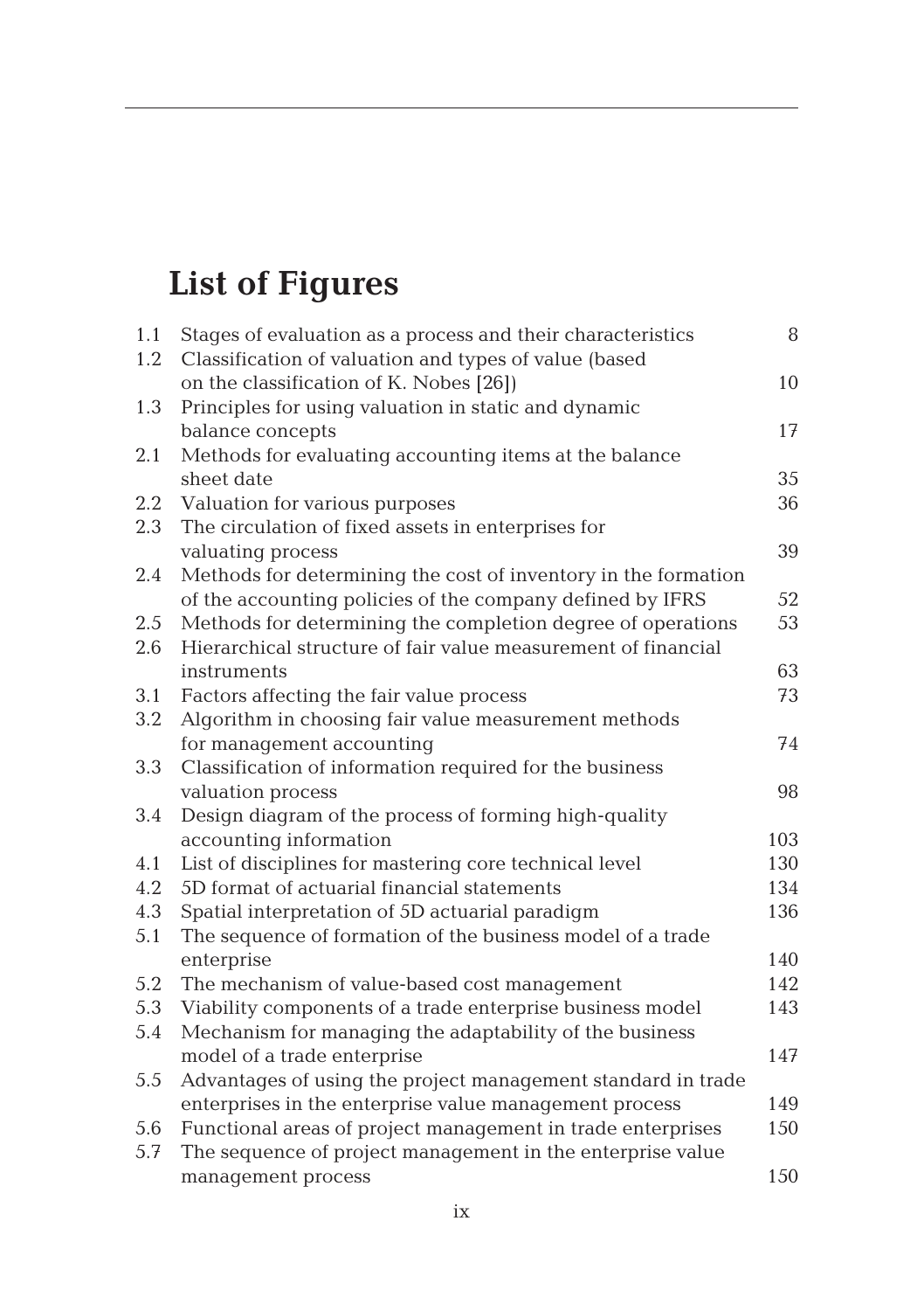# List of Figures

| | | |
|---|---|---|
| 1.1 | Stages of evaluation as a process and their characteristics | 8 |
| 1.2 | Classification of valuation and types of value (based on the classification of K. Nobes [26]) | 10 |
| 1.3 | Principles for using valuation in static and dynamic balance concepts | 17 |
| 2.1 | Methods for evaluating accounting items at the balance sheet date | 35 |
| 2.2 | Valuation for various purposes | 36 |
| 2.3 | The circulation of fixed assets in enterprises for valuating process | 39 |
| 2.4 | Methods for determining the cost of inventory in the formation of the accounting policies of the company defined by IFRS | 52 |
| 2.5 | Methods for determining the completion degree of operations | 53 |
| 2.6 | Hierarchical structure of fair value measurement of financial instruments | 63 |
| 3.1 | Factors affecting the fair value process | 73 |
| 3.2 | Algorithm in choosing fair value measurement methods for management accounting | 74 |
| 3.3 | Classification of information required for the business valuation process | 98 |
| 3.4 | Design diagram of the process of forming high-quality accounting information | 103 |
| 4.1 | List of disciplines for mastering core technical level | 130 |
| 4.2 | 5D format of actuarial financial statements | 134 |
| 4.3 | Spatial interpretation of 5D actuarial paradigm | 136 |
| 5.1 | The sequence of formation of the business model of a trade enterprise | 140 |
| 5.2 | The mechanism of value-based cost management | 142 |
| 5.3 | Viability components of a trade enterprise business model | 143 |
| 5.4 | Mechanism for managing the adaptability of the business model of a trade enterprise | 147 |
| 5.5 | Advantages of using the project management standard in trade enterprises in the enterprise value management process | 149 |
| 5.6 | Functional areas of project management in trade enterprises | 150 |
| 5.7 | The sequence of project management in the enterprise value management process | 150 |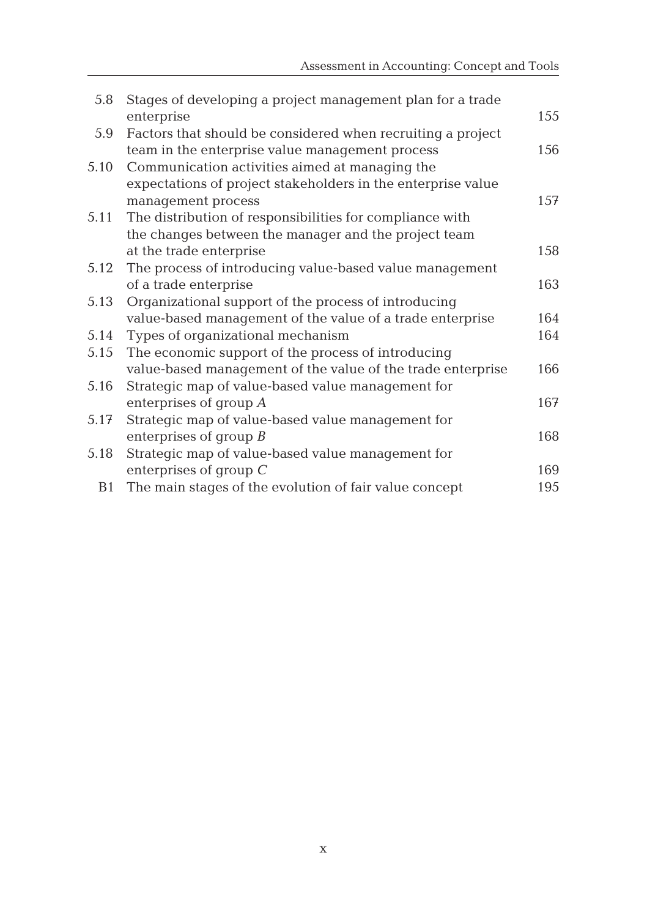| | | |
|---|---|---|
| 5.8 | Stages of developing a project management plan for a trade enterprise | 155 |
| 5.9 | Factors that should be considered when recruiting a project team in the enterprise value management process | 156 |
| 5.10 | Communication activities aimed at managing the expectations of project stakeholders in the enterprise value management process | 157 |
| 5.11 | The distribution of responsibilities for compliance with the changes between the manager and the project team at the trade enterprise | 158 |
| 5.12 | The process of introducing value-based value management of a trade enterprise | 163 |
| 5.13 | Organizational support of the process of introducing value-based management of the value of a trade enterprise | 164 |
| 5.14 | Types of organizational mechanism | 164 |
| 5.15 | The economic support of the process of introducing value-based management of the value of the trade enterprise | 166 |
| 5.16 | Strategic map of value-based value management for enterprises of group *A* | 167 |
| 5.17 | Strategic map of value-based value management for enterprises of group *B* | 168 |
| 5.18 | Strategic map of value-based value management for enterprises of group *C* | 169 |
| B1 | The main stages of the evolution of fair value concept | 195 |